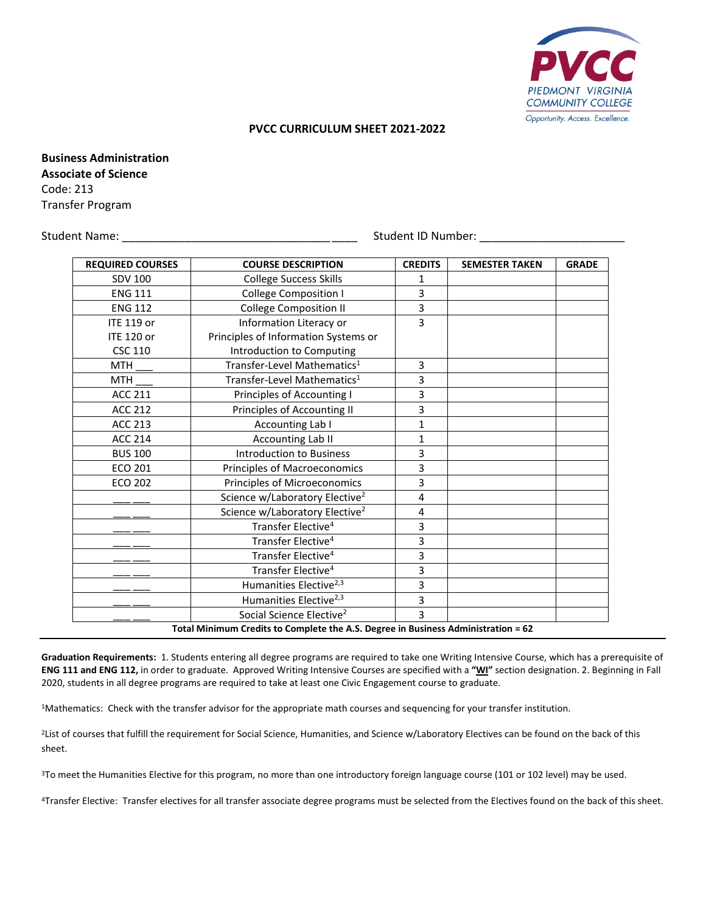PIEDMONT VIRGINIA COMMUNITY COLLEGE
Opportunity. Access. Excellence.

## PVCC CURRICULUM SHEET 2021-2022

**Business Administration**
**Associate of Science**
Code: 213
Transfer Program

Student Name: ___________________________________ Student ID Number: _______________________

| REQUIRED COURSES | COURSE DESCRIPTION | CREDITS | SEMESTER TAKEN | GRADE |
|---|---|---|---|---|
| SDV 100 | College Success Skills | 1 | | |
| ENG 111 | College Composition I | 3 | | |
| ENG 112 | College Composition II | 3 | | |
| ITE 119 or ITE 120 or CSC 110 | Information Literacy or Principles of Information Systems or Introduction to Computing | 3 | | |
| MTH ___ | Transfer-Level Mathematics[1] | 3 | | |
| MTH ___ | Transfer-Level Mathematics[1] | 3 | | |
| ACC 211 | Principles of Accounting I | 3 | | |
| ACC 212 | Principles of Accounting II | 3 | | |
| ACC 213 | Accounting Lab I | 1 | | |
| ACC 214 | Accounting Lab II | 1 | | |
| BUS 100 | Introduction to Business | 3 | | |
| ECO 201 | Principles of Macroeconomics | 3 | | |
| ECO 202 | Principles of Microeconomics | 3 | | |
| ___ ___ | Science w/Laboratory Elective[2] | 4 | | |
| ___ ___ | Science w/Laboratory Elective[2] | 4 | | |
| ___ ___ | Transfer Elective[4] | 3 | | |
| ___ ___ | Transfer Elective[4] | 3 | | |
| ___ ___ | Transfer Elective[4] | 3 | | |
| ___ ___ | Transfer Elective[4] | 3 | | |
| ___ ___ | Humanities Elective[2,3] | 3 | | |
| ___ ___ | Humanities Elective[2,3] | 3 | | |
| ___ ___ | Social Science Elective[2] | 3 | | |

**Total Minimum Credits to Complete the A.S. Degree in Business Administration = 62**

**Graduation Requirements:** 1. Students entering all degree programs are required to take one Writing Intensive Course, which has a prerequisite of **ENG 111 and ENG 112,** in order to graduate. Approved Writing Intensive Courses are specified with a **"WI"** section designation. 2. Beginning in Fall 2020, students in all degree programs are required to take at least one Civic Engagement course to graduate.

[1]Mathematics: Check with the transfer advisor for the appropriate math courses and sequencing for your transfer institution.

[2]List of courses that fulfill the requirement for Social Science, Humanities, and Science w/Laboratory Electives can be found on the back of this sheet.

[3]To meet the Humanities Elective for this program, no more than one introductory foreign language course (101 or 102 level) may be used.

[4]Transfer Elective: Transfer electives for all transfer associate degree programs must be selected from the Electives found on the back of this sheet.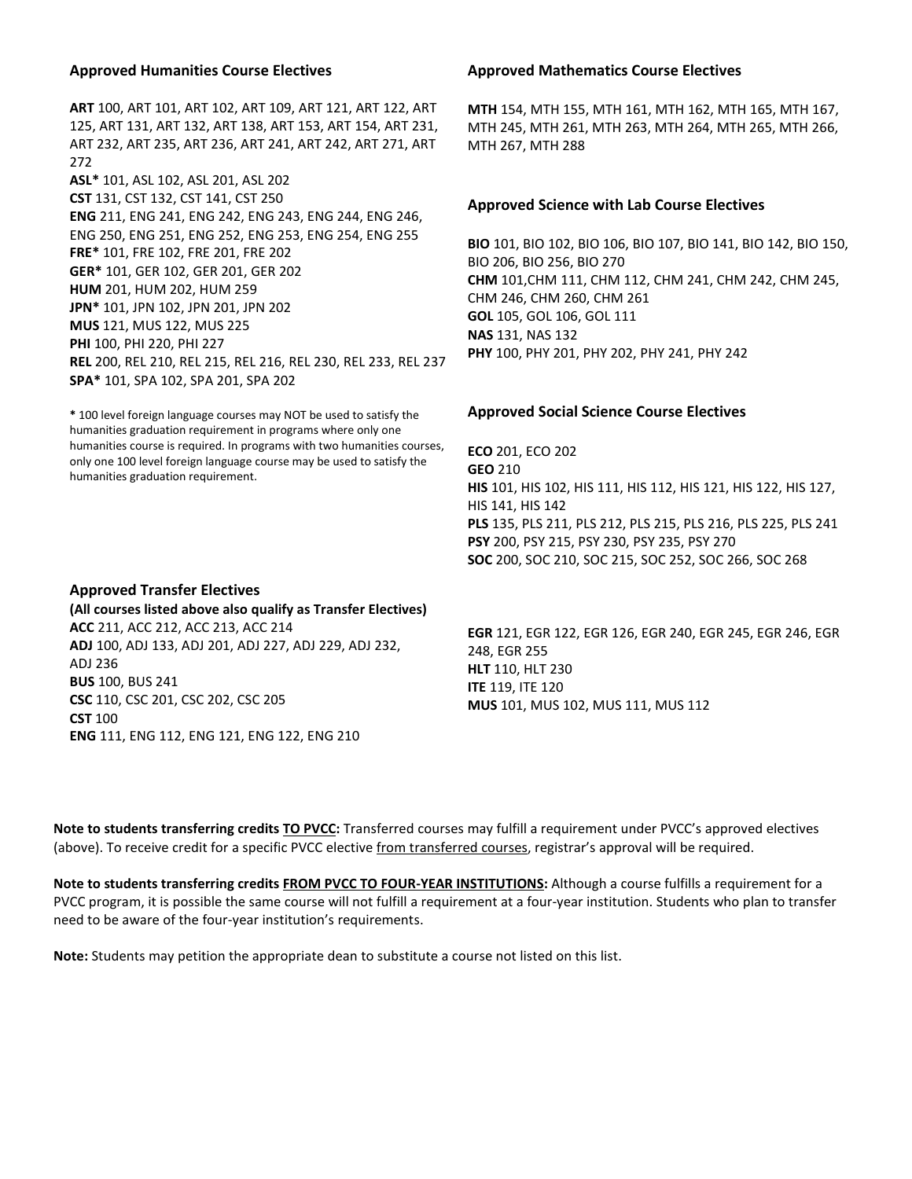### Approved Humanities Course Electives

**ART** 100, ART 101, ART 102, ART 109, ART 121, ART 122, ART 125, ART 131, ART 132, ART 138, ART 153, ART 154, ART 231, ART 232, ART 235, ART 236, ART 241, ART 242, ART 271, ART 272
**ASL*** 101, ASL 102, ASL 201, ASL 202
**CST** 131, CST 132, CST 141, CST 250
**ENG** 211, ENG 241, ENG 242, ENG 243, ENG 244, ENG 246, ENG 250, ENG 251, ENG 252, ENG 253, ENG 254, ENG 255
**FRE*** 101, FRE 102, FRE 201, FRE 202
**GER*** 101, GER 102, GER 201, GER 202
**HUM** 201, HUM 202, HUM 259
**JPN*** 101, JPN 102, JPN 201, JPN 202
**MUS** 121, MUS 122, MUS 225
**PHI** 100, PHI 220, PHI 227
**REL** 200, REL 210, REL 215, REL 216, REL 230, REL 233, REL 237
**SPA*** 101, SPA 102, SPA 201, SPA 202

**\*** 100 level foreign language courses may NOT be used to satisfy the humanities graduation requirement in programs where only one humanities course is required. In programs with two humanities courses, only one 100 level foreign language course may be used to satisfy the humanities graduation requirement.

### Approved Mathematics Course Electives

**MTH** 154, MTH 155, MTH 161, MTH 162, MTH 165, MTH 167, MTH 245, MTH 261, MTH 263, MTH 264, MTH 265, MTH 266, MTH 267, MTH 288

### Approved Science with Lab Course Electives

**BIO** 101, BIO 102, BIO 106, BIO 107, BIO 141, BIO 142, BIO 150, BIO 206, BIO 256, BIO 270
**CHM** 101,CHM 111, CHM 112, CHM 241, CHM 242, CHM 245, CHM 246, CHM 260, CHM 261
**GOL** 105, GOL 106, GOL 111
**NAS** 131, NAS 132
**PHY** 100, PHY 201, PHY 202, PHY 241, PHY 242

### Approved Social Science Course Electives

**ECO** 201, ECO 202
**GEO** 210
**HIS** 101, HIS 102, HIS 111, HIS 112, HIS 121, HIS 122, HIS 127, HIS 141, HIS 142
**PLS** 135, PLS 211, PLS 212, PLS 215, PLS 216, PLS 225, PLS 241
**PSY** 200, PSY 215, PSY 230, PSY 235, PSY 270
**SOC** 200, SOC 210, SOC 215, SOC 252, SOC 266, SOC 268

### Approved Transfer Electives

**(All courses listed above also qualify as Transfer Electives)**
**ACC** 211, ACC 212, ACC 213, ACC 214
**ADJ** 100, ADJ 133, ADJ 201, ADJ 227, ADJ 229, ADJ 232, ADJ 236
**BUS** 100, BUS 241
**CSC** 110, CSC 201, CSC 202, CSC 205
**CST** 100
**ENG** 111, ENG 112, ENG 121, ENG 122, ENG 210
**EGR** 121, EGR 122, EGR 126, EGR 240, EGR 245, EGR 246, EGR 248, EGR 255
**HLT** 110, HLT 230
**ITE** 119, ITE 120
**MUS** 101, MUS 102, MUS 111, MUS 112

**Note to students transferring credits TO PVCC:** Transferred courses may fulfill a requirement under PVCC's approved electives (above). To receive credit for a specific PVCC elective from transferred courses, registrar's approval will be required.

**Note to students transferring credits FROM PVCC TO FOUR-YEAR INSTITUTIONS:** Although a course fulfills a requirement for a PVCC program, it is possible the same course will not fulfill a requirement at a four-year institution. Students who plan to transfer need to be aware of the four-year institution's requirements.

**Note:** Students may petition the appropriate dean to substitute a course not listed on this list.